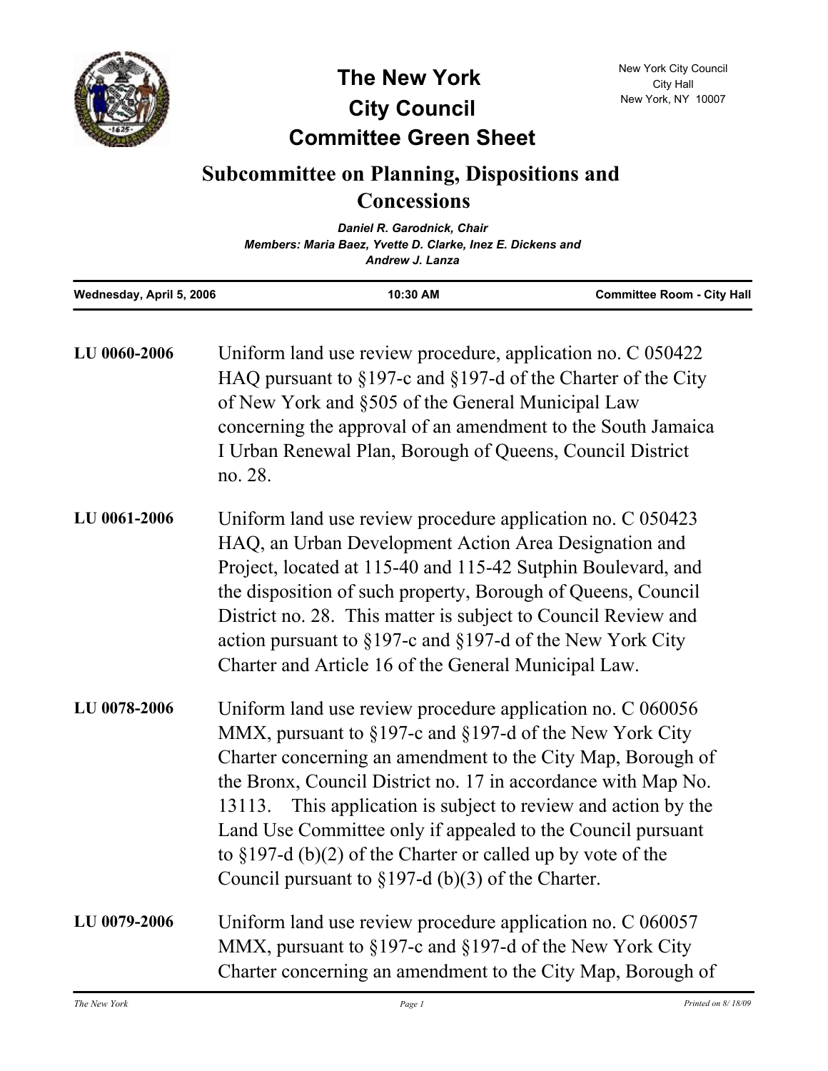# The New York City Council Committee Green Sheet

New York City Council
City Hall
New York, NY 10007

## Subcommittee on Planning, Dispositions and Concessions

*Daniel R. Garodnick, Chair*
*Members: Maria Baez, Yvette D. Clarke, Inez E. Dickens and Andrew J. Lanza*

**Wednesday, April 5, 2006** | **10:30 AM** | **Committee Room - City Hall**

---

**LU 0060-2006** Uniform land use review procedure, application no. C 050422 HAQ pursuant to §197-c and §197-d of the Charter of the City of New York and §505 of the General Municipal Law concerning the approval of an amendment to the South Jamaica I Urban Renewal Plan, Borough of Queens, Council District no. 28.

**LU 0061-2006** Uniform land use review procedure application no. C 050423 HAQ, an Urban Development Action Area Designation and Project, located at 115-40 and 115-42 Sutphin Boulevard, and the disposition of such property, Borough of Queens, Council District no. 28. This matter is subject to Council Review and action pursuant to §197-c and §197-d of the New York City Charter and Article 16 of the General Municipal Law.

**LU 0078-2006** Uniform land use review procedure application no. C 060056 MMX, pursuant to §197-c and §197-d of the New York City Charter concerning an amendment to the City Map, Borough of the Bronx, Council District no. 17 in accordance with Map No. 13113. This application is subject to review and action by the Land Use Committee only if appealed to the Council pursuant to §197-d (b)(2) of the Charter or called up by vote of the Council pursuant to §197-d (b)(3) of the Charter.

**LU 0079-2006** Uniform land use review procedure application no. C 060057 MMX, pursuant to §197-c and §197-d of the New York City Charter concerning an amendment to the City Map, Borough of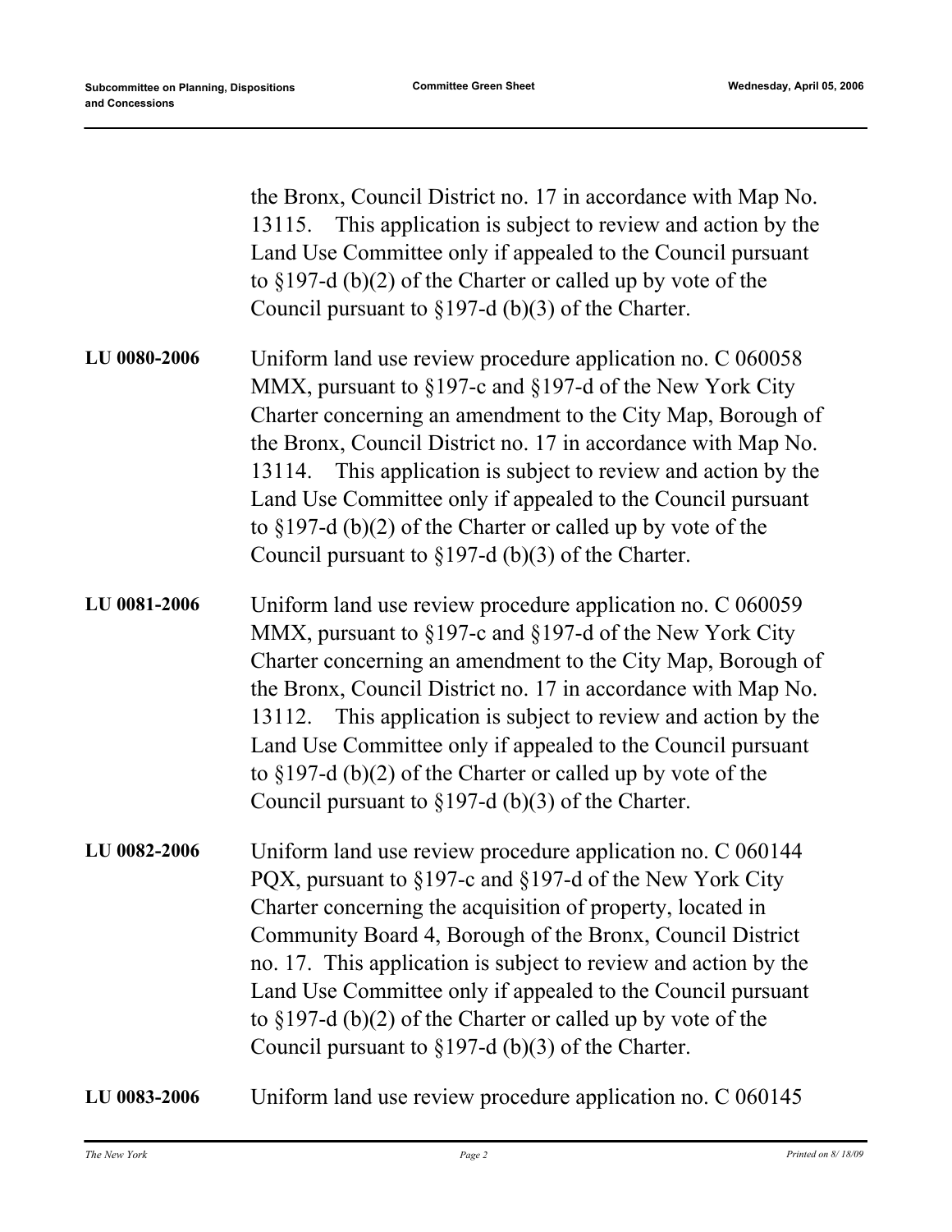the Bronx, Council District no. 17 in accordance with Map No. 13115. This application is subject to review and action by the Land Use Committee only if appealed to the Council pursuant to §197-d (b)(2) of the Charter or called up by vote of the Council pursuant to §197-d (b)(3) of the Charter.

**LU 0080-2006** Uniform land use review procedure application no. C 060058 MMX, pursuant to §197-c and §197-d of the New York City Charter concerning an amendment to the City Map, Borough of the Bronx, Council District no. 17 in accordance with Map No. 13114. This application is subject to review and action by the Land Use Committee only if appealed to the Council pursuant to §197-d (b)(2) of the Charter or called up by vote of the Council pursuant to §197-d (b)(3) of the Charter.

**LU 0081-2006** Uniform land use review procedure application no. C 060059 MMX, pursuant to §197-c and §197-d of the New York City Charter concerning an amendment to the City Map, Borough of the Bronx, Council District no. 17 in accordance with Map No. 13112. This application is subject to review and action by the Land Use Committee only if appealed to the Council pursuant to §197-d (b)(2) of the Charter or called up by vote of the Council pursuant to §197-d (b)(3) of the Charter.

**LU 0082-2006** Uniform land use review procedure application no. C 060144 PQX, pursuant to §197-c and §197-d of the New York City Charter concerning the acquisition of property, located in Community Board 4, Borough of the Bronx, Council District no. 17. This application is subject to review and action by the Land Use Committee only if appealed to the Council pursuant to §197-d (b)(2) of the Charter or called up by vote of the Council pursuant to §197-d (b)(3) of the Charter.

**LU 0083-2006** Uniform land use review procedure application no. C 060145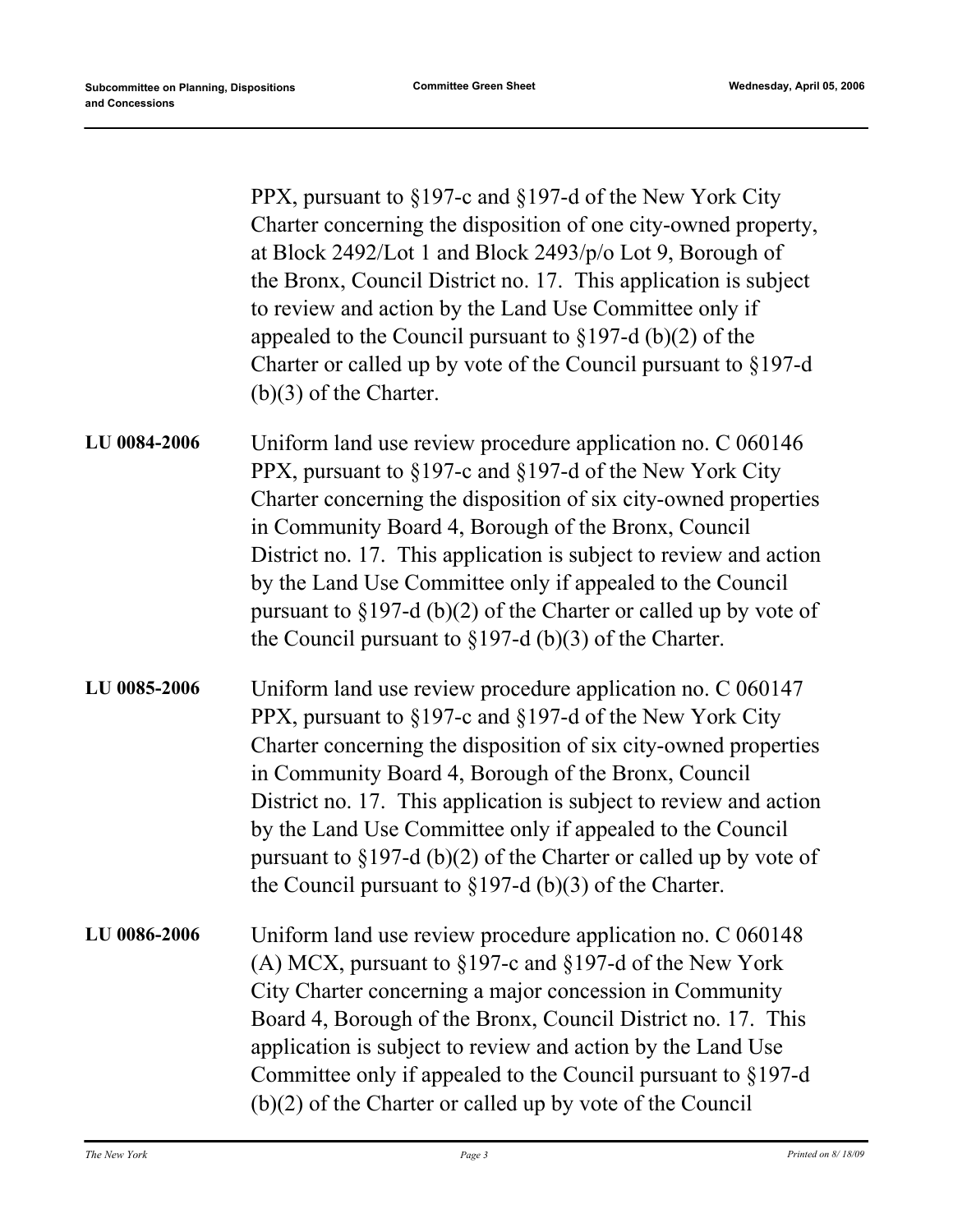PPX, pursuant to §197-c and §197-d of the New York City Charter concerning the disposition of one city-owned property, at Block 2492/Lot 1 and Block 2493/p/o Lot 9, Borough of the Bronx, Council District no. 17. This application is subject to review and action by the Land Use Committee only if appealed to the Council pursuant to §197-d (b)(2) of the Charter or called up by vote of the Council pursuant to §197-d (b)(3) of the Charter.

**LU 0084-2006** Uniform land use review procedure application no. C 060146 PPX, pursuant to §197-c and §197-d of the New York City Charter concerning the disposition of six city-owned properties in Community Board 4, Borough of the Bronx, Council District no. 17. This application is subject to review and action by the Land Use Committee only if appealed to the Council pursuant to §197-d (b)(2) of the Charter or called up by vote of the Council pursuant to §197-d (b)(3) of the Charter.

**LU 0085-2006** Uniform land use review procedure application no. C 060147 PPX, pursuant to §197-c and §197-d of the New York City Charter concerning the disposition of six city-owned properties in Community Board 4, Borough of the Bronx, Council District no. 17. This application is subject to review and action by the Land Use Committee only if appealed to the Council pursuant to §197-d (b)(2) of the Charter or called up by vote of the Council pursuant to §197-d (b)(3) of the Charter.

**LU 0086-2006** Uniform land use review procedure application no. C 060148 (A) MCX, pursuant to §197-c and §197-d of the New York City Charter concerning a major concession in Community Board 4, Borough of the Bronx, Council District no. 17. This application is subject to review and action by the Land Use Committee only if appealed to the Council pursuant to §197-d (b)(2) of the Charter or called up by vote of the Council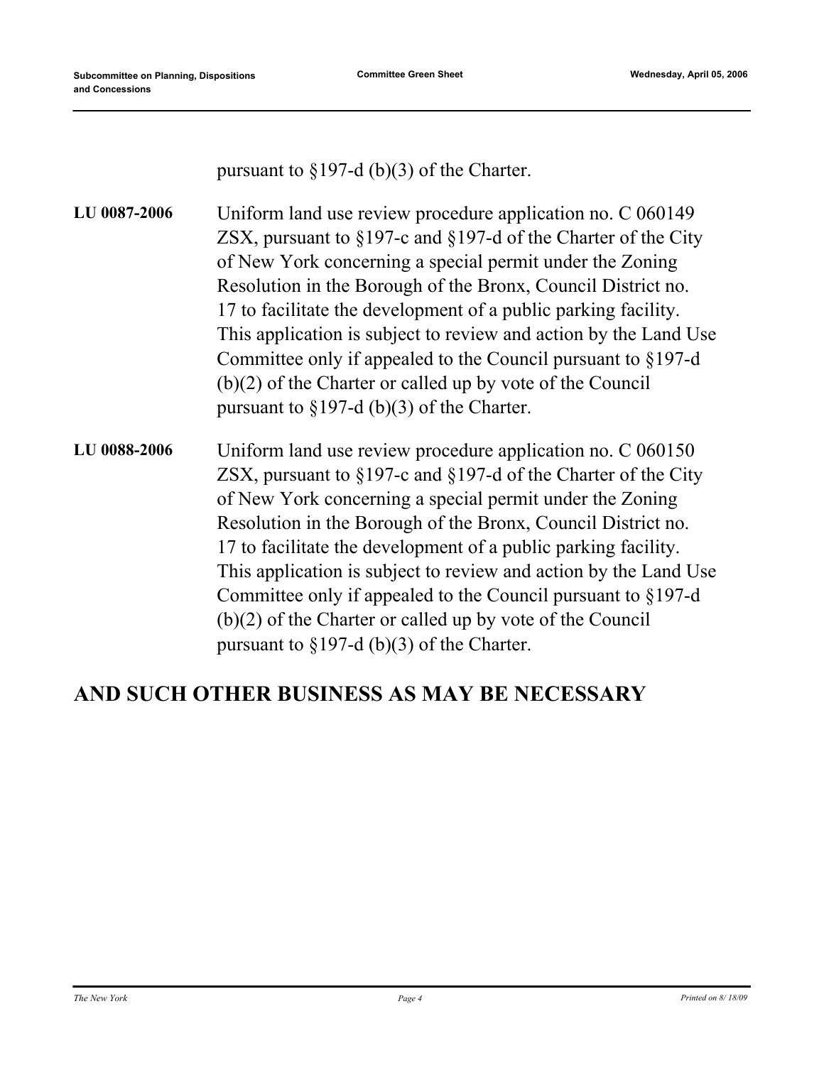pursuant to §197-d (b)(3) of the Charter.

**LU 0087-2006** Uniform land use review procedure application no. C 060149 ZSX, pursuant to §197-c and §197-d of the Charter of the City of New York concerning a special permit under the Zoning Resolution in the Borough of the Bronx, Council District no. 17 to facilitate the development of a public parking facility. This application is subject to review and action by the Land Use Committee only if appealed to the Council pursuant to §197-d (b)(2) of the Charter or called up by vote of the Council pursuant to §197-d (b)(3) of the Charter.

**LU 0088-2006** Uniform land use review procedure application no. C 060150 ZSX, pursuant to §197-c and §197-d of the Charter of the City of New York concerning a special permit under the Zoning Resolution in the Borough of the Bronx, Council District no. 17 to facilitate the development of a public parking facility. This application is subject to review and action by the Land Use Committee only if appealed to the Council pursuant to §197-d (b)(2) of the Charter or called up by vote of the Council pursuant to §197-d (b)(3) of the Charter.

## AND SUCH OTHER BUSINESS AS MAY BE NECESSARY